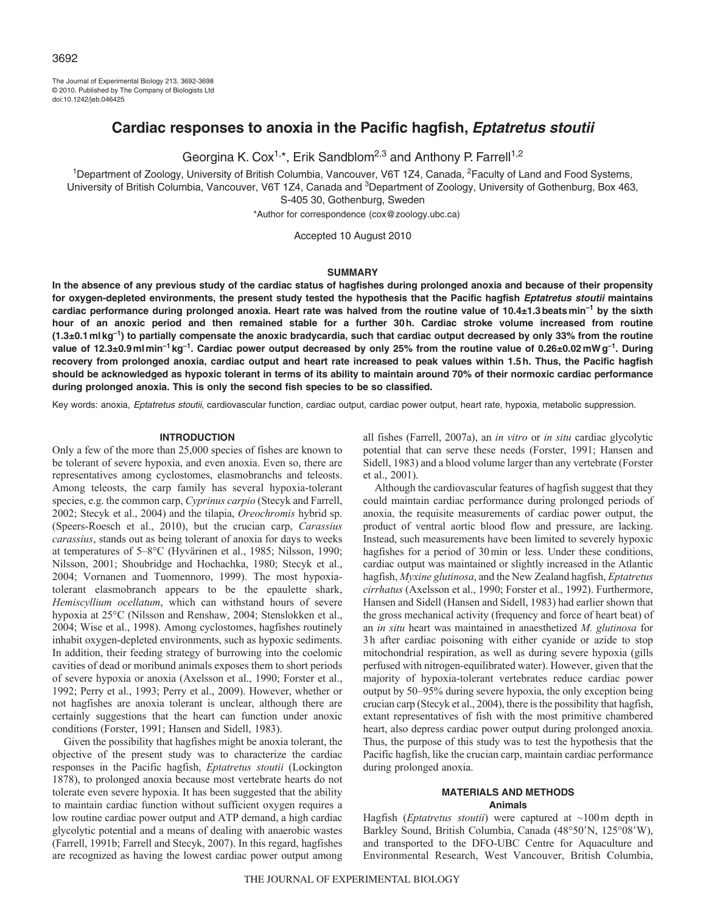# Cardiac responses to anoxia in the Pacific hagfish, *Eptatretus stoutii*

Georgina K. Cox[1,*], Erik Sandblom[2,3] and Anthony P. Farrell[1,2]

[1]Department of Zoology, University of British Columbia, Vancouver, V6T 1Z4, Canada, [2]Faculty of Land and Food Systems, University of British Columbia, Vancouver, V6T 1Z4, Canada and [3]Department of Zoology, University of Gothenburg, Box 463, S-405 30, Gothenburg, Sweden

*Author for correspondence (cox@zoology.ubc.ca)

Accepted 10 August 2010

## SUMMARY

**In the absence of any previous study of the cardiac status of hagfishes during prolonged anoxia and because of their propensity for oxygen-depleted environments, the present study tested the hypothesis that the Pacific hagfish *Eptatretus stoutii* maintains cardiac performance during prolonged anoxia. Heart rate was halved from the routine value of 10.4±1.3 beats min$^{-1}$ by the sixth hour of an anoxic period and then remained stable for a further 30 h. Cardiac stroke volume increased from routine (1.3±0.1 ml kg$^{-1}$) to partially compensate the anoxic bradycardia, such that cardiac output decreased by only 33% from the routine value of 12.3±0.9 ml min$^{-1}$ kg$^{-1}$. Cardiac power output decreased by only 25% from the routine value of 0.26±0.02 mW g$^{-1}$. During recovery from prolonged anoxia, cardiac output and heart rate increased to peak values within 1.5 h. Thus, the Pacific hagfish should be acknowledged as hypoxic tolerant in terms of its ability to maintain around 70% of their normoxic cardiac performance during prolonged anoxia. This is only the second fish species to be so classified.**

Key words: anoxia, *Eptatretus stoutii*, cardiovascular function, cardiac output, cardiac power output, heart rate, hypoxia, metabolic suppression.

## INTRODUCTION

Only a few of the more than 25,000 species of fishes are known to be tolerant of severe hypoxia, and even anoxia. Even so, there are representatives among cyclostomes, elasmobranchs and teleosts. Among teleosts, the carp family has several hypoxia-tolerant species, e.g. the common carp, *Cyprinus carpio* (Stecyk and Farrell, 2002; Stecyk et al., 2004) and the tilapia, *Oreochromis* hybrid sp. (Speers-Roesch et al., 2010), but the crucian carp, *Carassius carassius*, stands out as being tolerant of anoxia for days to weeks at temperatures of 5–8°C (Hyvärinen et al., 1985; Nilsson, 1990; Nilsson, 2001; Shoubridge and Hochachka, 1980; Stecyk et al., 2004; Vornanen and Tuomennoro, 1999). The most hypoxia-tolerant elasmobranch appears to be the epaulette shark, *Hemiscyllium ocellatum*, which can withstand hours of severe hypoxia at 25°C (Nilsson and Renshaw, 2004; Stenslokken et al., 2004; Wise et al., 1998). Among cyclostomes, hagfishes routinely inhabit oxygen-depleted environments, such as hypoxic sediments. In addition, their feeding strategy of burrowing into the coelomic cavities of dead or moribund animals exposes them to short periods of severe hypoxia or anoxia (Axelsson et al., 1990; Forster et al., 1992; Perry et al., 1993; Perry et al., 2009). However, whether or not hagfishes are anoxia tolerant is unclear, although there are certainly suggestions that the heart can function under anoxic conditions (Forster, 1991; Hansen and Sidell, 1983).

Given the possibility that hagfishes might be anoxia tolerant, the objective of the present study was to characterize the cardiac responses in the Pacific hagfish, *Eptatretus stoutii* (Lockington 1878), to prolonged anoxia because most vertebrate hearts do not tolerate even severe hypoxia. It has been suggested that the ability to maintain cardiac function without sufficient oxygen requires a low routine cardiac power output and ATP demand, a high cardiac glycolytic potential and a means of dealing with anaerobic wastes (Farrell, 1991b; Farrell and Stecyk, 2007). In this regard, hagfishes are recognized as having the lowest cardiac power output among all fishes (Farrell, 2007a), an *in vitro* or *in situ* cardiac glycolytic potential that can serve these needs (Forster, 1991; Hansen and Sidell, 1983) and a blood volume larger than any vertebrate (Forster et al., 2001).

Although the cardiovascular features of hagfish suggest that they could maintain cardiac performance during prolonged periods of anoxia, the requisite measurements of cardiac power output, the product of ventral aortic blood flow and pressure, are lacking. Instead, such measurements have been limited to severely hypoxic hagfishes for a period of 30 min or less. Under these conditions, cardiac output was maintained or slightly increased in the Atlantic hagfish, *Myxine glutinosa*, and the New Zealand hagfish, *Eptatretus cirrhatus* (Axelsson et al., 1990; Forster et al., 1992). Furthermore, Hansen and Sidell (Hansen and Sidell, 1983) had earlier shown that the gross mechanical activity (frequency and force of heart beat) of an *in situ* heart was maintained in anaesthetized *M. glutinosa* for 3 h after cardiac poisoning with either cyanide or azide to stop mitochondrial respiration, as well as during severe hypoxia (gills perfused with nitrogen-equilibrated water). However, given that the majority of hypoxia-tolerant vertebrates reduce cardiac power output by 50–95% during severe hypoxia, the only exception being crucian carp (Stecyk et al., 2004), there is the possibility that hagfish, extant representatives of fish with the most primitive chambered heart, also depress cardiac power output during prolonged anoxia. Thus, the purpose of this study was to test the hypothesis that the Pacific hagfish, like the crucian carp, maintain cardiac performance during prolonged anoxia.

## MATERIALS AND METHODS

### Animals

Hagfish (*Eptatretus stoutii*) were captured at ~100 m depth in Barkley Sound, British Columbia, Canada (48°50′N, 125°08′W), and transported to the DFO-UBC Centre for Aquaculture and Environmental Research, West Vancouver, British Columbia,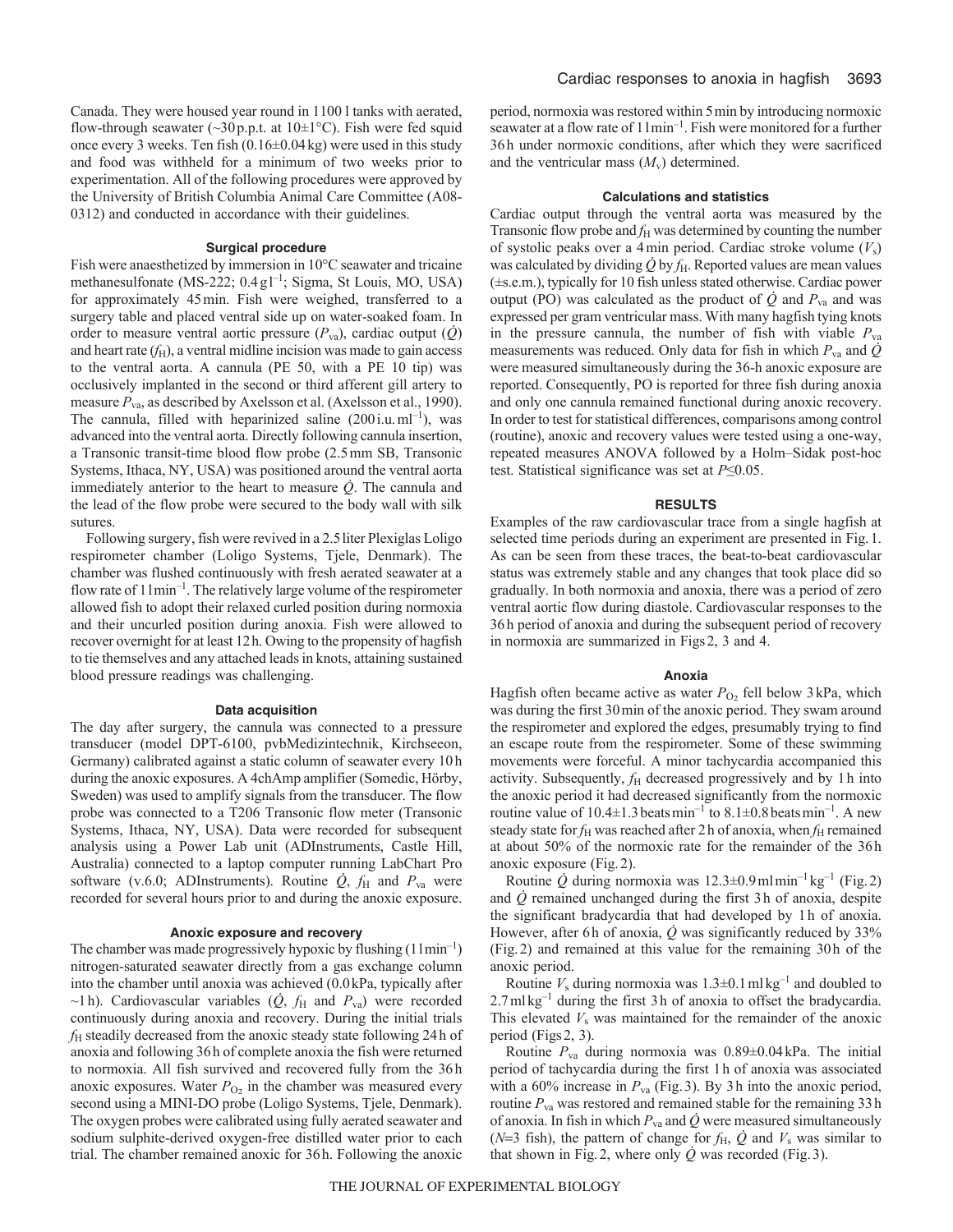Canada. They were housed year round in 1100 l tanks with aerated, flow-through seawater (~30 p.p.t. at 10±1°C). Fish were fed squid once every 3 weeks. Ten fish (0.16±0.04 kg) were used in this study and food was withheld for a minimum of two weeks prior to experimentation. All of the following procedures were approved by the University of British Columbia Animal Care Committee (A08-0312) and conducted in accordance with their guidelines.

### Surgical procedure

Fish were anaesthetized by immersion in 10°C seawater and tricaine methanesulfonate (MS-222; 0.4 g l$^{-1}$; Sigma, St Louis, MO, USA) for approximately 45 min. Fish were weighed, transferred to a surgery table and placed ventral side up on water-soaked foam. In order to measure ventral aortic pressure ($P_{va}$), cardiac output ($\dot{Q}$) and heart rate ($f_H$), a ventral midline incision was made to gain access to the ventral aorta. A cannula (PE 50, with a PE 10 tip) was occlusively implanted in the second or third afferent gill artery to measure $P_{va}$, as described by Axelsson et al. (Axelsson et al., 1990). The cannula, filled with heparinized saline (200 i.u. ml$^{-1}$), was advanced into the ventral aorta. Directly following cannula insertion, a Transonic transit-time blood flow probe (2.5 mm SB, Transonic Systems, Ithaca, NY, USA) was positioned around the ventral aorta immediately anterior to the heart to measure $\dot{Q}$. The cannula and the lead of the flow probe were secured to the body wall with silk sutures.

Following surgery, fish were revived in a 2.5 liter Plexiglas Loligo respirometer chamber (Loligo Systems, Tjele, Denmark). The chamber was flushed continuously with fresh aerated seawater at a flow rate of 1 l min$^{-1}$. The relatively large volume of the respirometer allowed fish to adopt their relaxed curled position during normoxia and their uncurled position during anoxia. Fish were allowed to recover overnight for at least 12 h. Owing to the propensity of hagfish to tie themselves and any attached leads in knots, attaining sustained blood pressure readings was challenging.

### Data acquisition

The day after surgery, the cannula was connected to a pressure transducer (model DPT-6100, pvbMedizintechnik, Kirchseeon, Germany) calibrated against a static column of seawater every 10 h during the anoxic exposures. A 4chAmp amplifier (Somedic, Hörby, Sweden) was used to amplify signals from the transducer. The flow probe was connected to a T206 Transonic flow meter (Transonic Systems, Ithaca, NY, USA). Data were recorded for subsequent analysis using a Power Lab unit (ADInstruments, Castle Hill, Australia) connected to a laptop computer running LabChart Pro software (v.6.0; ADInstruments). Routine $\dot{Q}$, $f_H$ and $P_{va}$ were recorded for several hours prior to and during the anoxic exposure.

### Anoxic exposure and recovery

The chamber was made progressively hypoxic by flushing (1 l min$^{-1}$) nitrogen-saturated seawater directly from a gas exchange column into the chamber until anoxia was achieved (0.0 kPa, typically after ~1 h). Cardiovascular variables ($\dot{Q}$, $f_H$ and $P_{va}$) were recorded continuously during anoxia and recovery. During the initial trials $f_H$ steadily decreased from the anoxic steady state following 24 h of anoxia and following 36 h of complete anoxia the fish were returned to normoxia. All fish survived and recovered fully from the 36 h anoxic exposures. Water $P_{O_2}$ in the chamber was measured every second using a MINI-DO probe (Loligo Systems, Tjele, Denmark). The oxygen probes were calibrated using fully aerated seawater and sodium sulphite-derived oxygen-free distilled water prior to each trial. The chamber remained anoxic for 36 h. Following the anoxic period, normoxia was restored within 5 min by introducing normoxic seawater at a flow rate of 1 l min$^{-1}$. Fish were monitored for a further 36 h under normoxic conditions, after which they were sacrificed and the ventricular mass ($M_v$) determined.

### Calculations and statistics

Cardiac output through the ventral aorta was measured by the Transonic flow probe and $f_H$ was determined by counting the number of systolic peaks over a 4 min period. Cardiac stroke volume ($V_s$) was calculated by dividing $\dot{Q}$ by $f_H$. Reported values are mean values (±s.e.m.), typically for 10 fish unless stated otherwise. Cardiac power output (PO) was calculated as the product of $\dot{Q}$ and $P_{va}$ and was expressed per gram ventricular mass. With many hagfish tying knots in the pressure cannula, the number of fish with viable $P_{va}$ measurements was reduced. Only data for fish in which $P_{va}$ and $\dot{Q}$ were measured simultaneously during the 36-h anoxic exposure are reported. Consequently, PO is reported for three fish during anoxia and only one cannula remained functional during anoxic recovery. In order to test for statistical differences, comparisons among control (routine), anoxic and recovery values were tested using a one-way, repeated measures ANOVA followed by a Holm–Sidak post-hoc test. Statistical significance was set at $P\leq0.05$.

## RESULTS

Examples of the raw cardiovascular trace from a single hagfish at selected time periods during an experiment are presented in Fig. 1. As can be seen from these traces, the beat-to-beat cardiovascular status was extremely stable and any changes that took place did so gradually. In both normoxia and anoxia, there was a period of zero ventral aortic flow during diastole. Cardiovascular responses to the 36 h period of anoxia and during the subsequent period of recovery in normoxia are summarized in Figs 2, 3 and 4.

### Anoxia

Hagfish often became active as water $P_{O_2}$ fell below 3 kPa, which was during the first 30 min of the anoxic period. They swam around the respirometer and explored the edges, presumably trying to find an escape route from the respirometer. Some of these swimming movements were forceful. A minor tachycardia accompanied this activity. Subsequently, $f_H$ decreased progressively and by 1 h into the anoxic period it had decreased significantly from the normoxic routine value of 10.4±1.3 beats min$^{-1}$ to 8.1±0.8 beats min$^{-1}$. A new steady state for $f_H$ was reached after 2 h of anoxia, when $f_H$ remained at about 50% of the normoxic rate for the remainder of the 36 h anoxic exposure (Fig. 2).

Routine $\dot{Q}$ during normoxia was 12.3±0.9 ml min$^{-1}$ kg$^{-1}$ (Fig. 2) and $\dot{Q}$ remained unchanged during the first 3 h of anoxia, despite the significant bradycardia that had developed by 1 h of anoxia. However, after 6 h of anoxia, $\dot{Q}$ was significantly reduced by 33% (Fig. 2) and remained at this value for the remaining 30 h of the anoxic period.

Routine $V_s$ during normoxia was 1.3±0.1 ml kg$^{-1}$ and doubled to 2.7 ml kg$^{-1}$ during the first 3 h of anoxia to offset the bradycardia. This elevated $V_s$ was maintained for the remainder of the anoxic period (Figs 2, 3).

Routine $P_{va}$ during normoxia was 0.89±0.04 kPa. The initial period of tachycardia during the first 1 h of anoxia was associated with a 60% increase in $P_{va}$ (Fig. 3). By 3 h into the anoxic period, routine $P_{va}$ was restored and remained stable for the remaining 33 h of anoxia. In fish in which $P_{va}$ and $\dot{Q}$ were measured simultaneously ($N$=3 fish), the pattern of change for $f_H$, $\dot{Q}$ and $V_s$ was similar to that shown in Fig. 2, where only $\dot{Q}$ was recorded (Fig. 3).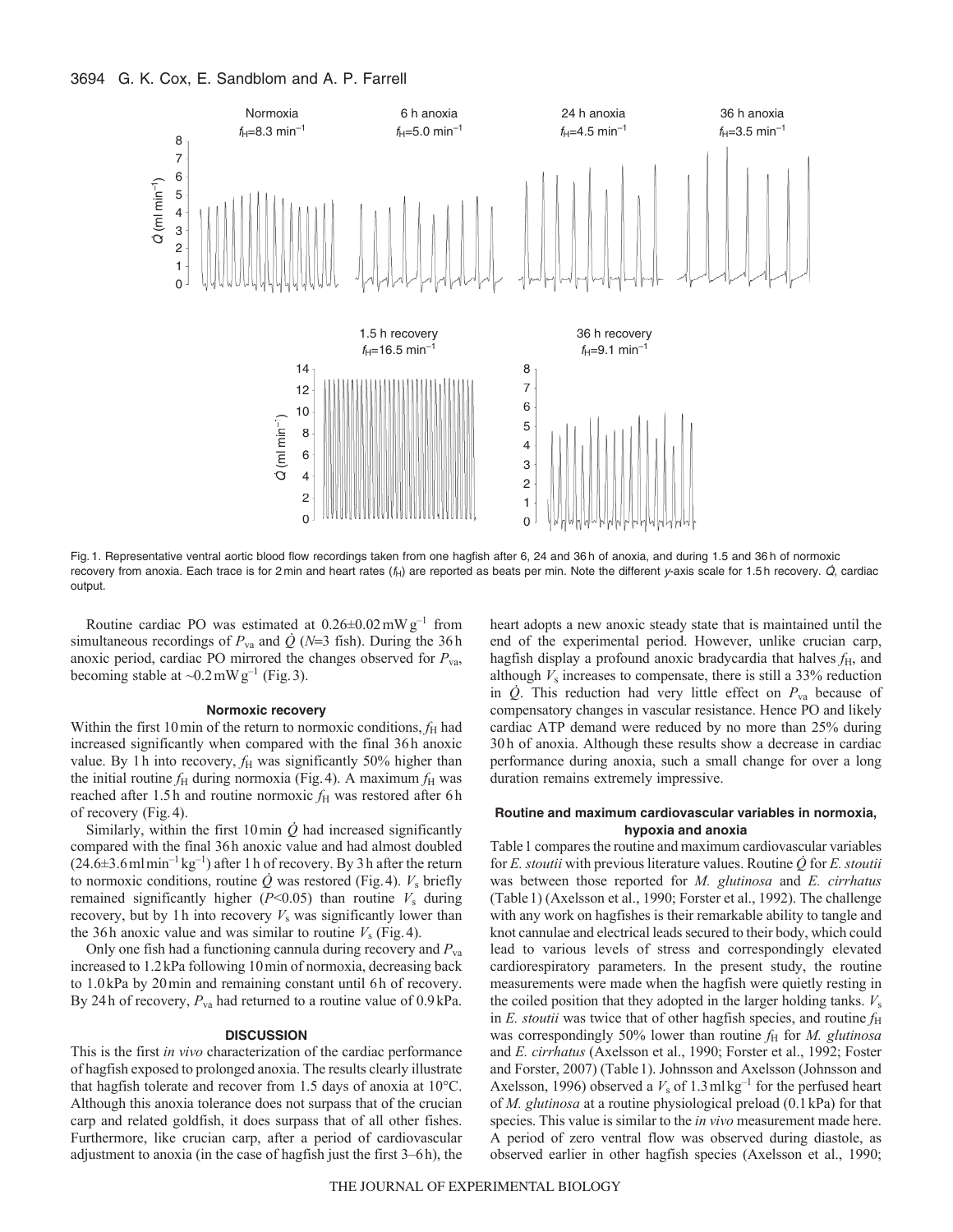Fig. 1. Representative ventral aortic blood flow recordings taken from one hagfish after 6, 24 and 36 h of anoxia, and during 1.5 and 36 h of normoxic recovery from anoxia. Each trace is for 2 min and heart rates ($f_H$) are reported as beats per min. Note the different *y*-axis scale for 1.5 h recovery. $\dot{Q}$, cardiac output.

Routine cardiac PO was estimated at $0.26\pm0.02\,\mathrm{mW\,g^{-1}}$ from simultaneous recordings of $P_{va}$ and $\dot{Q}$ ($N$=3 fish). During the 36 h anoxic period, cardiac PO mirrored the changes observed for $P_{va}$, becoming stable at $\sim0.2\,\mathrm{mW\,g^{-1}}$ (Fig. 3).

### Normoxic recovery

Within the first 10 min of the return to normoxic conditions, $f_H$ had increased significantly when compared with the final 36 h anoxic value. By 1 h into recovery, $f_H$ was significantly 50% higher than the initial routine $f_H$ during normoxia (Fig. 4). A maximum $f_H$ was reached after 1.5 h and routine normoxic $f_H$ was restored after 6 h of recovery (Fig. 4).

Similarly, within the first 10 min $\dot{Q}$ had increased significantly compared with the final 36 h anoxic value and had almost doubled ($24.6\pm3.6\,\mathrm{ml\,min^{-1}\,kg^{-1}}$) after 1 h of recovery. By 3 h after the return to normoxic conditions, routine $\dot{Q}$ was restored (Fig. 4). $V_s$ briefly remained significantly higher ($P$<0.05) than routine $V_s$ during recovery, but by 1 h into recovery $V_s$ was significantly lower than the 36 h anoxic value and was similar to routine $V_s$ (Fig. 4).

Only one fish had a functioning cannula during recovery and $P_{va}$ increased to 1.2 kPa following 10 min of normoxia, decreasing back to 1.0 kPa by 20 min and remaining constant until 6 h of recovery. By 24 h of recovery, $P_{va}$ had returned to a routine value of 0.9 kPa.

## DISCUSSION

This is the first *in vivo* characterization of the cardiac performance of hagfish exposed to prolonged anoxia. The results clearly illustrate that hagfish tolerate and recover from 1.5 days of anoxia at 10°C. Although this anoxia tolerance does not surpass that of the crucian carp and related goldfish, it does surpass that of all other fishes. Furthermore, like crucian carp, after a period of cardiovascular adjustment to anoxia (in the case of hagfish just the first 3–6 h), the heart adopts a new anoxic steady state that is maintained until the end of the experimental period. However, unlike crucian carp, hagfish display a profound anoxic bradycardia that halves $f_H$, and although $V_s$ increases to compensate, there is still a 33% reduction in $\dot{Q}$. This reduction had very little effect on $P_{va}$ because of compensatory changes in vascular resistance. Hence PO and likely cardiac ATP demand were reduced by no more than 25% during 30 h of anoxia. Although these results show a decrease in cardiac performance during anoxia, such a small change for over a long duration remains extremely impressive.

### Routine and maximum cardiovascular variables in normoxia, hypoxia and anoxia

Table 1 compares the routine and maximum cardiovascular variables for *E. stoutii* with previous literature values. Routine $\dot{Q}$ for *E. stoutii* was between those reported for *M. glutinosa* and *E. cirrhatus* (Table 1) (Axelsson et al., 1990; Forster et al., 1992). The challenge with any work on hagfishes is their remarkable ability to tangle and knot cannulae and electrical leads secured to their body, which could lead to various levels of stress and correspondingly elevated cardiorespiratory parameters. In the present study, the routine measurements were made when the hagfish were quietly resting in the coiled position that they adopted in the larger holding tanks. $V_s$ in *E. stoutii* was twice that of other hagfish species, and routine $f_H$ was correspondingly 50% lower than routine $f_H$ for *M. glutinosa* and *E. cirrhatus* (Axelsson et al., 1990; Forster et al., 1992; Foster and Forster, 2007) (Table 1). Johnsson and Axelsson (Johnsson and Axelsson, 1996) observed a $V_s$ of $1.3\,\mathrm{ml\,kg^{-1}}$ for the perfused heart of *M. glutinosa* at a routine physiological preload (0.1 kPa) for that species. This value is similar to the *in vivo* measurement made here. A period of zero ventral flow was observed during diastole, as observed earlier in other hagfish species (Axelsson et al., 1990;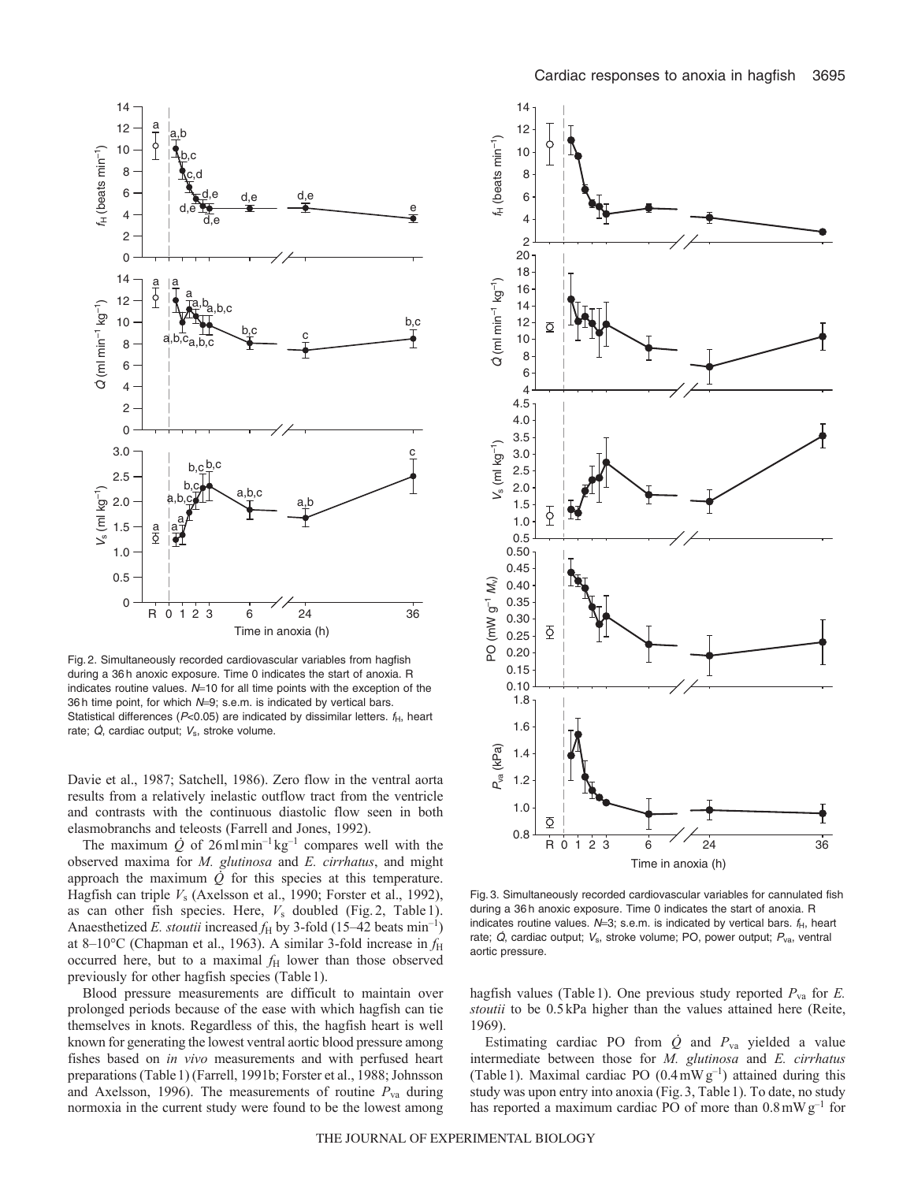Fig. 2. Simultaneously recorded cardiovascular variables from hagfish during a 36 h anoxic exposure. Time 0 indicates the start of anoxia. R indicates routine values. $N$=10 for all time points with the exception of the 36 h time point, for which $N$=9; s.e.m. is indicated by vertical bars. Statistical differences ($P$<0.05) are indicated by dissimilar letters. $f_H$, heart rate; $\dot{Q}$, cardiac output; $V_s$, stroke volume.

Fig. 3. Simultaneously recorded cardiovascular variables for cannulated fish during a 36 h anoxic exposure. Time 0 indicates the start of anoxia. R indicates routine values. $N$=3; s.e.m. is indicated by vertical bars. $f_H$, heart rate; $\dot{Q}$, cardiac output; $V_s$, stroke volume; PO, power output; $P_{va}$, ventral aortic pressure.

Davie et al., 1987; Satchell, 1986). Zero flow in the ventral aorta results from a relatively inelastic outflow tract from the ventricle and contrasts with the continuous diastolic flow seen in both elasmobranchs and teleosts (Farrell and Jones, 1992).

The maximum $\dot{Q}$ of 26 ml min$^{-1}$ kg$^{-1}$ compares well with the observed maxima for *M. glutinosa* and *E. cirrhatus*, and might approach the maximum $\dot{Q}$ for this species at this temperature. Hagfish can triple $V_s$ (Axelsson et al., 1990; Forster et al., 1992), as can other fish species. Here, $V_s$ doubled (Fig. 2, Table 1). Anaesthetized *E. stoutii* increased $f_H$ by 3-fold (15–42 beats min$^{-1}$) at 8–10°C (Chapman et al., 1963). A similar 3-fold increase in $f_H$ occurred here, but to a maximal $f_H$ lower than those observed previously for other hagfish species (Table 1).

Blood pressure measurements are difficult to maintain over prolonged periods because of the ease with which hagfish can tie themselves in knots. Regardless of this, the hagfish heart is well known for generating the lowest ventral aortic blood pressure among fishes based on *in vivo* measurements and with perfused heart preparations (Table 1) (Farrell, 1991b; Forster et al., 1988; Johnsson and Axelsson, 1996). The measurements of routine $P_{va}$ during normoxia in the current study were found to be the lowest among hagfish values (Table 1). One previous study reported $P_{va}$ for *E. stoutii* to be 0.5 kPa higher than the values attained here (Reite, 1969).

Estimating cardiac PO from $\dot{Q}$ and $P_{va}$ yielded a value intermediate between those for *M. glutinosa* and *E. cirrhatus* (Table 1). Maximal cardiac PO (0.4 mW g$^{-1}$) attained during this study was upon entry into anoxia (Fig. 3, Table 1). To date, no study has reported a maximum cardiac PO of more than 0.8 mW g$^{-1}$ for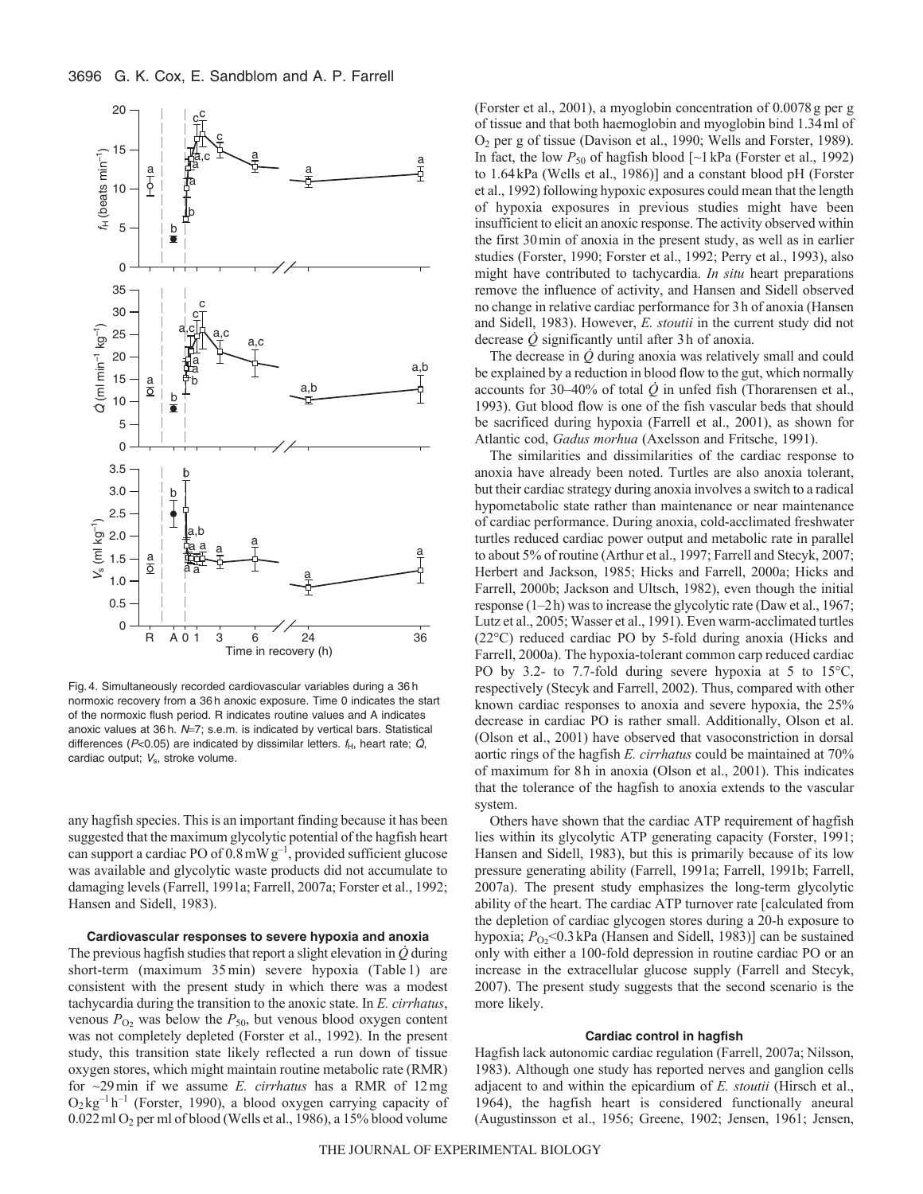Fig. 4. Simultaneously recorded cardiovascular variables during a 36 h normoxic recovery from a 36 h anoxic exposure. Time 0 indicates the start of the normoxic flush period. R indicates routine values and A indicates anoxic values at 36 h. $N$=7; s.e.m. is indicated by vertical bars. Statistical differences ($P$<0.05) are indicated by dissimilar letters. $f_H$, heart rate; $\dot{Q}$, cardiac output; $V_s$, stroke volume.

any hagfish species. This is an important finding because it has been suggested that the maximum glycolytic potential of the hagfish heart can support a cardiac PO of $0.8\,\mathrm{mW\,g^{-1}}$, provided sufficient glucose was available and glycolytic waste products did not accumulate to damaging levels (Farrell, 1991a; Farrell, 2007a; Forster et al., 1992; Hansen and Sidell, 1983).

### Cardiovascular responses to severe hypoxia and anoxia

The previous hagfish studies that report a slight elevation in $\dot{Q}$ during short-term (maximum 35 min) severe hypoxia (Table 1) are consistent with the present study in which there was a modest tachycardia during the transition to the anoxic state. In *E. cirrhatus*, venous $P_{O_2}$ was below the $P_{50}$, but venous blood oxygen content was not completely depleted (Forster et al., 1992). In the present study, this transition state likely reflected a run down of tissue oxygen stores, which might maintain routine metabolic rate (RMR) for ~29 min if we assume *E. cirrhatus* has a RMR of $12\,\mathrm{mg\,O_2\,kg^{-1}\,h^{-1}}$ (Forster, 1990), a blood oxygen carrying capacity of $0.022\,\mathrm{ml\,O_2}$ per ml of blood (Wells et al., 1986), a 15% blood volume (Forster et al., 2001), a myoglobin concentration of 0.0078 g per g of tissue and that both haemoglobin and myoglobin bind 1.34 ml of $O_2$ per g of tissue (Davison et al., 1990; Wells and Forster, 1989). In fact, the low $P_{50}$ of hagfish blood [~1 kPa (Forster et al., 1992) to 1.64 kPa (Wells et al., 1986)] and a constant blood pH (Forster et al., 1992) following hypoxic exposures could mean that the length of hypoxia exposures in previous studies might have been insufficient to elicit an anoxic response. The activity observed within the first 30 min of anoxia in the present study, as well as in earlier studies (Forster, 1990; Forster et al., 1992; Perry et al., 1993), also might have contributed to tachycardia. *In situ* heart preparations remove the influence of activity, and Hansen and Sidell observed no change in relative cardiac performance for 3 h of anoxia (Hansen and Sidell, 1983). However, *E. stoutii* in the current study did not decrease $\dot{Q}$ significantly until after 3 h of anoxia.

The decrease in $\dot{Q}$ during anoxia was relatively small and could be explained by a reduction in blood flow to the gut, which normally accounts for 30–40% of total $\dot{Q}$ in unfed fish (Thorarensen et al., 1993). Gut blood flow is one of the fish vascular beds that should be sacrificed during hypoxia (Farrell et al., 2001), as shown for Atlantic cod, *Gadus morhua* (Axelsson and Fritsche, 1991).

The similarities and dissimilarities of the cardiac response to anoxia have already been noted. Turtles are also anoxia tolerant, but their cardiac strategy during anoxia involves a switch to a radical hypometabolic state rather than maintenance or near maintenance of cardiac performance. During anoxia, cold-acclimated freshwater turtles reduced cardiac power output and metabolic rate in parallel to about 5% of routine (Arthur et al., 1997; Farrell and Stecyk, 2007; Herbert and Jackson, 1985; Hicks and Farrell, 2000a; Hicks and Farrell, 2000b; Jackson and Ultsch, 1982), even though the initial response (1–2 h) was to increase the glycolytic rate (Daw et al., 1967; Lutz et al., 2005; Wasser et al., 1991). Even warm-acclimated turtles (22°C) reduced cardiac PO by 5-fold during anoxia (Hicks and Farrell, 2000a). The hypoxia-tolerant common carp reduced cardiac PO by 3.2- to 7.7-fold during severe hypoxia at 5 to 15°C, respectively (Stecyk and Farrell, 2002). Thus, compared with other known cardiac responses to anoxia and severe hypoxia, the 25% decrease in cardiac PO is rather small. Additionally, Olson et al. (Olson et al., 2001) have observed that vasoconstriction in dorsal aortic rings of the hagfish *E. cirrhatus* could be maintained at 70% of maximum for 8 h in anoxia (Olson et al., 2001). This indicates that the tolerance of the hagfish to anoxia extends to the vascular system.

Others have shown that the cardiac ATP requirement of hagfish lies within its glycolytic ATP generating capacity (Forster, 1991; Hansen and Sidell, 1983), but this is primarily because of its low pressure generating ability (Farrell, 1991a; Farrell, 1991b; Farrell, 2007a). The present study emphasizes the long-term glycolytic ability of the heart. The cardiac ATP turnover rate [calculated from the depletion of cardiac glycogen stores during a 20-h exposure to hypoxia; $P_{O_2}$<0.3 kPa (Hansen and Sidell, 1983)] can be sustained only with either a 100-fold depression in routine cardiac PO or an increase in the extracellular glucose supply (Farrell and Stecyk, 2007). The present study suggests that the second scenario is the more likely.

### Cardiac control in hagfish

Hagfish lack autonomic cardiac regulation (Farrell, 2007a; Nilsson, 1983). Although one study has reported nerves and ganglion cells adjacent to and within the epicardium of *E. stoutii* (Hirsch et al., 1964), the hagfish heart is considered functionally aneural (Augustinsson et al., 1956; Greene, 1902; Jensen, 1961; Jensen,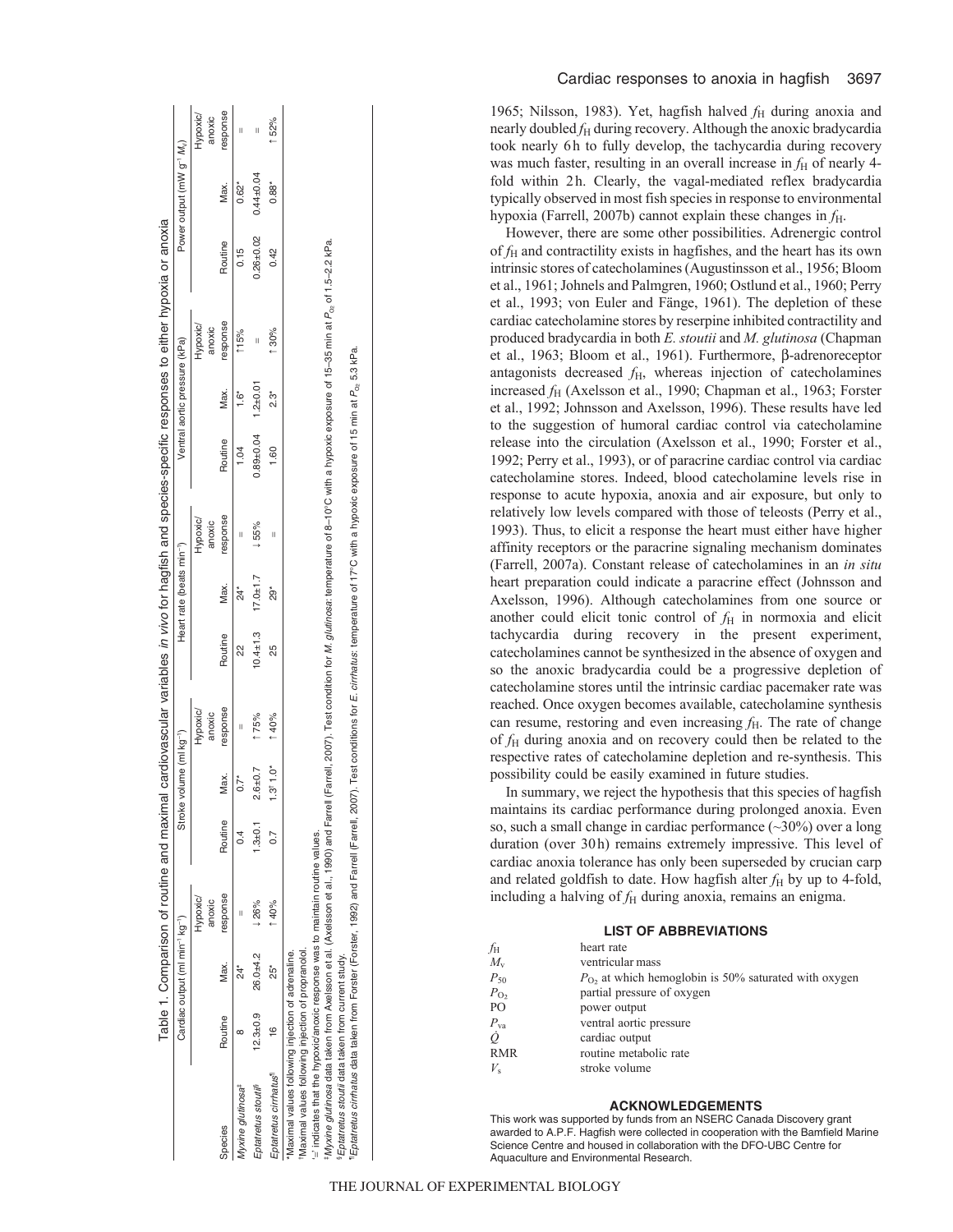Table 1. Comparison of routine and maximal cardiovascular variables *in vivo* for hagfish and species-specific responses to either hypoxia or anoxia

| Species | Cardiac output (ml min$^{-1}$ kg$^{-1}$) | | | Stroke volume (ml kg$^{-1}$) | | | Heart rate (beats min$^{-1}$) | | | Ventral aortic pressure (kPa) | | | Power output (mW g$^{-1}$ $M_v$) | | |
|---|---|---|---|---|---|---|---|---|---|---|---|---|---|---|---|
| | Routine | Max. | Hypoxic/ anoxic response | Routine | Max. | Hypoxic/ anoxic response | Routine | Max. | Hypoxic/ anoxic response | Routine | Max. | Hypoxic/ anoxic response | Routine | Max. | Hypoxic/ anoxic response |
| *Myxine glutinosa*[‡] | 8 | 24* | = | 0.4 | 0.7* | = | 22 | 24* | = | 1.04 | 1.6* | ↑15% | 0.15 | 0.62* | = |
| *Eptatretus stoutii*[§] | 12.3±0.9 | 26.0±4.2 | ↓26% | 1.3±0.1 | 2.6±0.7 | ↑75% | 10.4±1.3 | 17.0±1.7 | ↓55% | 0.89±0.04 | 1.2±0.01 | = | 0.26±0.02 | 0.44±0.04 | = |
| *Eptatretus cirrhatus*[¶] | 16 | 25* | ↑40% | 0.7 | 1.3† 1.0* | ↑40% | 25 | 29* | = | 1.60 | 2.3* | ↑30% | 0.42 | 0.88* | ↑52% |

*Maximal values following injection of adrenaline.

†Maximal values following injection of propranolol.

'=' indicates that the hypoxic/anoxic response was to maintain routine values.

‡*Myxine glutinosa* data taken from Axelsson et al. (Axelsson et al., 1990) and Farrell (Farrell, 2007). Test condition for *M. glutinosa*: temperature of 8–10°C with a hypoxic exposure of 15–35 min at $P_{O_2}$ of 1.5–2.2 kPa.

§*Eptatretus stoutii* data taken from current study.

¶*Eptatretus cirrhatus* data taken from Forster (Forster, 1992) and Farrell (Farrell, 2007). Test conditions for *E. cirrhatus*: temperature of 17°C with a hypoxic exposure of 15 min at $P_{O_2}$ 5.3 kPa.

1965; Nilsson, 1983). Yet, hagfish halved $f_H$ during anoxia and nearly doubled $f_H$ during recovery. Although the anoxic bradycardia took nearly 6 h to fully develop, the tachycardia during recovery was much faster, resulting in an overall increase in $f_H$ of nearly 4-fold within 2 h. Clearly, the vagal-mediated reflex bradycardia typically observed in most fish species in response to environmental hypoxia (Farrell, 2007b) cannot explain these changes in $f_H$.

However, there are some other possibilities. Adrenergic control of $f_H$ and contractility exists in hagfishes, and the heart has its own intrinsic stores of catecholamines (Augustinsson et al., 1956; Bloom et al., 1961; Johnels and Palmgren, 1960; Ostlund et al., 1960; Perry et al., 1993; von Euler and Fänge, 1961). The depletion of these cardiac catecholamine stores by reserpine inhibited contractility and produced bradycardia in both *E. stoutii* and *M. glutinosa* (Chapman et al., 1963; Bloom et al., 1961). Furthermore, β-adrenoreceptor antagonists decreased $f_H$, whereas injection of catecholamines increased $f_H$ (Axelsson et al., 1990; Chapman et al., 1963; Forster et al., 1992; Johnsson and Axelsson, 1996). These results have led to the suggestion of humoral cardiac control via catecholamine release into the circulation (Axelsson et al., 1990; Forster et al., 1992; Perry et al., 1993), or of paracrine cardiac control via cardiac catecholamine stores. Indeed, blood catecholamine levels rise in response to acute hypoxia, anoxia and air exposure, but only to relatively low levels compared with those of teleosts (Perry et al., 1993). Thus, to elicit a response the heart must either have higher affinity receptors or the paracrine signaling mechanism dominates (Farrell, 2007a). Constant release of catecholamines in an *in situ* heart preparation could indicate a paracrine effect (Johnsson and Axelsson, 1996). Although catecholamines from one source or another could elicit tonic control of $f_H$ in normoxia and elicit tachycardia during recovery in the present experiment, catecholamines cannot be synthesized in the absence of oxygen and so the anoxic bradycardia could be a progressive depletion of catecholamine stores until the intrinsic cardiac pacemaker rate was reached. Once oxygen becomes available, catecholamine synthesis can resume, restoring and even increasing $f_H$. The rate of change of $f_H$ during anoxia and on recovery could then be related to the respective rates of catecholamine depletion and re-synthesis. This possibility could be easily examined in future studies.

In summary, we reject the hypothesis that this species of hagfish maintains its cardiac performance during prolonged anoxia. Even so, such a small change in cardiac performance (~30%) over a long duration (over 30 h) remains extremely impressive. This level of cardiac anoxia tolerance has only been superseded by crucian carp and related goldfish to date. How hagfish alter $f_H$ by up to 4-fold, including a halving of $f_H$ during anoxia, remains an enigma.

## LIST OF ABBREVIATIONS

| | |
|---|---|
| $f_H$ | heart rate |
| $M_v$ | ventricular mass |
| $P_{50}$ | $P_{O_2}$ at which hemoglobin is 50% saturated with oxygen |
| $P_{O_2}$ | partial pressure of oxygen |
| PO | power output |
| $P_{va}$ | ventral aortic pressure |
| $\dot{Q}$ | cardiac output |
| RMR | routine metabolic rate |
| $V_s$ | stroke volume |

## ACKNOWLEDGEMENTS

This work was supported by funds from an NSERC Canada Discovery grant awarded to A.P.F. Hagfish were collected in cooperation with the Bamfield Marine Science Centre and housed in collaboration with the DFO-UBC Centre for Aquaculture and Environmental Research.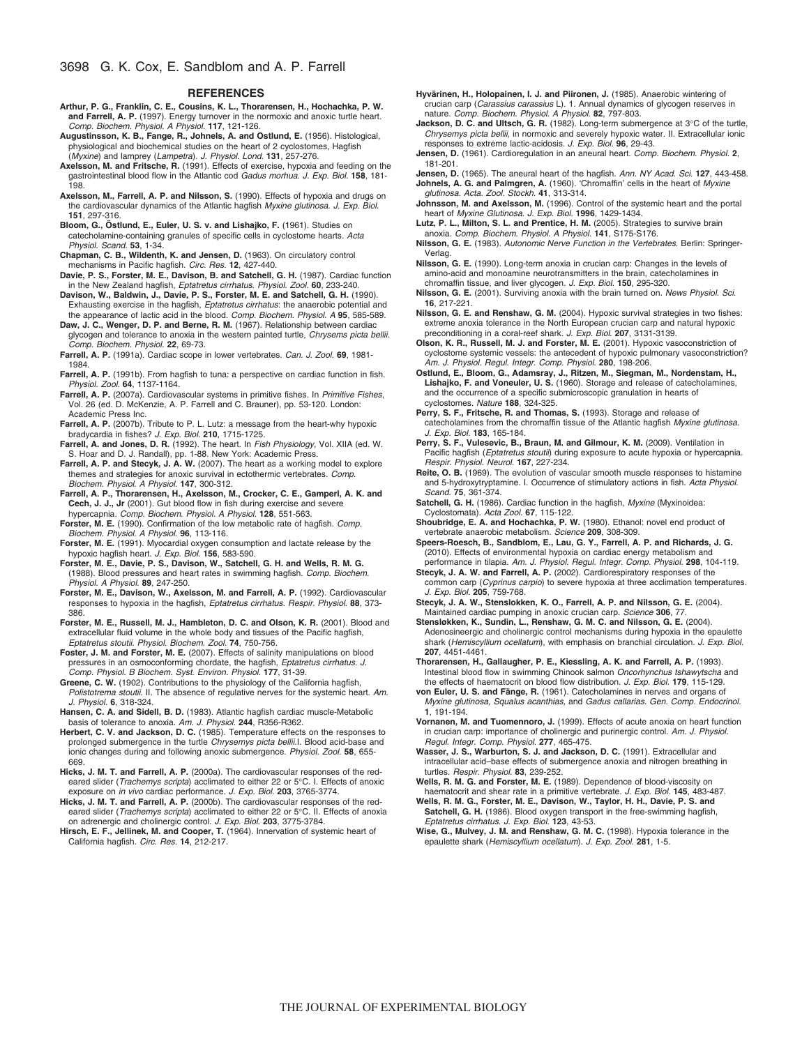## REFERENCES

**Arthur, P. G., Franklin, C. E., Cousins, K. L., Thorarensen, H., Hochachka, P. W. and Farrell, A. P.** (1997). Energy turnover in the normoxic and anoxic turtle heart. *Comp. Biochem. Physiol. A Physiol.* **117**, 121-126.

**Augustinsson, K. B., Fange, R., Johnels, A. and Ostlund, E.** (1956). Histological, physiological and biochemical studies on the heart of 2 cyclostomes, Hagfish (*Myxine*) and lamprey (*Lampetra*). *J. Physiol. Lond.* **131**, 257-276.

**Axelsson, M. and Fritsche, R.** (1991). Effects of exercise, hypoxia and feeding on the gastrointestinal blood flow in the Atlantic cod *Gadus morhua*. *J. Exp. Biol.* **158**, 181-198.

**Axelsson, M., Farrell, A. P. and Nilsson, S.** (1990). Effects of hypoxia and drugs on the cardiovascular dynamics of the Atlantic hagfish *Myxine glutinosa*. *J. Exp. Biol.* **151**, 297-316.

**Bloom, G., Östlund, E., Euler, U. S. v. and Lishajko, F.** (1961). Studies on catecholamine-containing granules of specific cells in cyclostome hearts. *Acta Physiol. Scand.* **53**, 1-34.

**Chapman, C. B., Wildenth, K. and Jensen, D.** (1963). On circulatory control mechanisms in Pacific hagfish. *Circ. Res.* **12**, 427-440.

**Davie, P. S., Forster, M. E., Davison, B. and Satchell, G. H.** (1987). Cardiac function in the New Zealand hagfish, *Eptatretus cirrhatus*. *Physiol. Zool.* **60**, 233-240.

**Davison, W., Baldwin, J., Davie, P. S., Forster, M. E. and Satchell, G. H.** (1990). Exhausting exercise in the hagfish, *Eptatretus cirrhatus*: the anaerobic potential and the appearance of lactic acid in the blood. *Comp. Biochem. Physiol. A* **95**, 585-589.

**Daw, J. C., Wenger, D. P. and Berne, R. M.** (1967). Relationship between cardiac glycogen and tolerance to anoxia in the western painted turtle, *Chrysems picta bellii*. *Comp. Biochem. Physiol.* **22**, 69-73.

**Farrell, A. P.** (1991a). Cardiac scope in lower vertebrates. *Can. J. Zool.* **69**, 1981-1984.

**Farrell, A. P.** (1991b). From hagfish to tuna: a perspective on cardiac function in fish. *Physiol. Zool.* **64**, 1137-1164.

**Farrell, A. P.** (2007a). Cardiovascular systems in primitive fishes. In *Primitive Fishes*, Vol. 26 (ed. D. McKenzie, A. P. Farrell and C. Brauner), pp. 53-120. London: Academic Press Inc.

**Farrell, A. P.** (2007b). Tribute to P. L. Lutz: a message from the heart-why hypoxic bradycardia in fishes? *J. Exp. Biol.* **210**, 1715-1725.

**Farrell, A. and Jones, D. R.** (1992). The heart. In *Fish Physiology*, Vol. XIIA (ed. W. S. Hoar and D. J. Randall), pp. 1-88. New York: Academic Press.

**Farrell, A. P. and Stecyk, J. A. W.** (2007). The heart as a working model to explore themes and strategies for anoxic survival in ectothermic vertebrates. *Comp. Biochem. Physiol. A Physiol.* **147**, 300-312.

**Farrell, A. P., Thorarensen, H., Axelsson, M., Crocker, C. E., Gamperl, A. K. and Cech, J. J., Jr** (2001). Gut blood flow in fish during exercise and severe hypercapnia. *Comp. Biochem. Physiol. A Physiol.* **128**, 551-563.

**Forster, M. E.** (1990). Confirmation of the low metabolic rate of hagfish. *Comp. Biochem. Physiol. A Physiol.* **96**, 113-116.

**Forster, M. E.** (1991). Myocardial oxygen consumption and lactate release by the hypoxic hagfish heart. *J. Exp. Biol.* **156**, 583-590.

**Forster, M. E., Davie, P. S., Davison, W., Satchell, G. H. and Wells, R. M. G.** (1988). Blood pressures and heart rates in swimming hagfish. *Comp. Biochem. Physiol. A Physiol.* **89**, 247-250.

**Forster, M. E., Davison, W., Axelsson, M. and Farrell, A. P.** (1992). Cardiovascular responses to hypoxia in the hagfish, *Eptatretus cirrhatus*. *Respir. Physiol.* **88**, 373-386.

**Forster, M. E., Russell, M. J., Hambleton, D. C. and Olson, K. R.** (2001). Blood and extracellular fluid volume in the whole body and tissues of the Pacific hagfish, *Eptatretus stoutii*. *Physiol. Biochem. Zool.* **74**, 750-756.

**Foster, J. M. and Forster, M. E.** (2007). Effects of salinity manipulations on blood pressures in an osmoconforming chordate, the hagfish, *Eptatretus cirrhatus*. *J. Comp. Physiol. B Biochem. Syst. Environ. Physiol.* **177**, 31-39.

**Greene, C. W.** (1902). Contributions to the physiology of the California hagfish, *Polistotrema stoutii*. II. The absence of regulative nerves for the systemic heart. *Am. J. Physiol.* **6**, 318-324.

**Hansen, C. A. and Sidell, B. D.** (1983). Atlantic hagfish cardiac muscle-Metabolic basis of tolerance to anoxia. *Am. J. Physiol.* **244**, R356-R362.

**Herbert, C. V. and Jackson, D. C.** (1985). Temperature effects on the responses to prolonged submergence in the turtle *Chrysemys picta bellii*.I. Blood acid-base and ionic changes during and following anoxic submergence. *Physiol. Zool.* **58**, 655-669.

**Hicks, J. M. T. and Farrell, A. P.** (2000a). The cardiovascular responses of the red-eared slider (*Trachemys scripta*) acclimated to either 22 or 5°C. I. Effects of anoxic exposure on *in vivo* cardiac performance. *J. Exp. Biol.* **203**, 3765-3774.

**Hicks, J. M. T. and Farrell, A. P.** (2000b). The cardiovascular responses of the red-eared slider (*Trachemys scripta*) acclimated to either 22 or 5°C. II. Effects of anoxia on adrenergic and cholinergic control. *J. Exp. Biol.* **203**, 3775-3784.

**Hirsch, E. F., Jellinek, M. and Cooper, T.** (1964). Innervation of systemic heart of California hagfish. *Circ. Res.* **14**, 212-217.

**Hyvärinen, H., Holopainen, I. J. and Piironen, J.** (1985). Anaerobic wintering of crucian carp (*Carassius carassius* L). 1. Annual dynamics of glycogen reserves in nature. *Comp. Biochem. Physiol. A Physiol.* **82**, 797-803.

**Jackson, D. C. and Ultsch, G. R.** (1982). Long-term submergence at 3°C of the turtle, *Chrysemys picta bellii*, in normoxic and severely hypoxic water. II. Extracellular ionic responses to extreme lactic-acidosis. *J. Exp. Biol.* **96**, 29-43.

**Jensen, D.** (1961). Cardioregulation in an aneural heart. *Comp. Biochem. Physiol.* **2**, 181-201.

**Jensen, D.** (1965). The aneural heart of the hagfish. *Ann. NY Acad. Sci.* **127**, 443-458.

**Johnels, A. G. and Palmgren, A.** (1960). 'Chromaffin' cells in the heart of *Myxine glutinosa*. *Acta. Zool. Stockh.* **41**, 313-314.

**Johnsson, M. and Axelsson, M.** (1996). Control of the systemic heart and the portal heart of *Myxine Glutinosa*. *J. Exp. Biol.* **1996**, 1429-1434.

**Lutz, P. L., Milton, S. L. and Prentice, H. M.** (2005). Strategies to survive brain anoxia. *Comp. Biochem. Physiol. A Physiol.* **141**, S175-S176.

**Nilsson, G. E.** (1983). *Autonomic Nerve Function in the Vertebrates*. Berlin: Springer-Verlag.

**Nilsson, G. E.** (1990). Long-term anoxia in crucian carp: Changes in the levels of amino-acid and monoamine neurotransmitters in the brain, catecholamines in chromaffin tissue, and liver glycogen. *J. Exp. Biol.* **150**, 295-320.

**Nilsson, G. E.** (2001). Surviving anoxia with the brain turned on. *News Physiol. Sci.* **16**, 217-221.

**Nilsson, G. E. and Renshaw, G. M.** (2004). Hypoxic survival strategies in two fishes: extreme anoxia tolerance in the North European crucian carp and natural hypoxic preconditioning in a coral-reef shark. *J. Exp. Biol.* **207**, 3131-3139.

**Olson, K. R., Russell, M. J. and Forster, M. E.** (2001). Hypoxic vasoconstriction of cyclostome systemic vessels: the antecedent of hypoxic pulmonary vasoconstriction? *Am. J. Physiol. Regul. Integr. Comp. Physiol.* **280**, 198-206.

**Ostlund, E., Bloom, G., Adamsray, J., Ritzen, M., Siegman, M., Nordenstam, H., Lishajko, F. and Voneuler, U. S.** (1960). Storage and release of catecholamines, and the occurrence of a specific submicroscopic granulation in hearts of cyclostomes. *Nature* **188**, 324-325.

**Perry, S. F., Fritsche, R. and Thomas, S.** (1993). Storage and release of catecholamines from the chromaffin tissue of the Atlantic hagfish *Myxine glutinosa*. *J. Exp. Biol.* **183**, 165-184.

**Perry, S. F., Vulesevic, B., Braun, M. and Gilmour, K. M.** (2009). Ventilation in Pacific hagfish (*Eptatretus stoutii*) during exposure to acute hypoxia or hypercapnia. *Respir. Physiol. Neurol.* **167**, 227-234.

**Reite, O. B.** (1969). The evolution of vascular smooth muscle responses to histamine and 5-hydroxytryptamine. I. Occurrence of stimulatory actions in fish. *Acta Physiol. Scand.* **75**, 361-374.

**Satchell, G. H.** (1986). Cardiac function in the hagfish, *Myxine* (Myxinoidea: Cyclostomata). *Acta Zool.* **67**, 115-122.

**Shoubridge, E. A. and Hochachka, P. W.** (1980). Ethanol: novel end product of vertebrate anaerobic metabolism. *Science* **209**, 308-309.

**Speers-Roesch, B., Sandblom, E., Lau, G. Y., Farrell, A. P. and Richards, J. G.** (2010). Effects of environmental hypoxia on cardiac energy metabolism and performance in tilapia. *Am. J. Physiol. Regul. Integr. Comp. Physiol.* **298**, 104-119.

**Stecyk, J. A. W. and Farrell, A. P.** (2002). Cardiorespiratory responses of the common carp (*Cyprinus carpio*) to severe hypoxia at three acclimation temperatures. *J. Exp. Biol.* **205**, 759-768.

**Stecyk, J. A. W., Stenslokken, K. O., Farrell, A. P. and Nilsson, G. E.** (2004). Maintained cardiac pumping in anoxic crucian carp. *Science* **306**, 77.

**Stensløkken, K., Sundin, L., Renshaw, G. M. C. and Nilsson, G. E.** (2004). Adenosinergic and cholinergic control mechanisms during hypoxia in the epaulette shark (*Hemiscyllium ocellatum*), with emphasis on branchial circulation. *J. Exp. Biol.* **207**, 4451-4461.

**Thorarensen, H., Gallaugher, P. E., Kiessling, A. K. and Farrell, A. P.** (1993). Intestinal blood flow in swimming Chinook salmon *Oncorhynchus tshawytscha* and the effects of haematocrit on blood flow distribution. *J. Exp. Biol.* **179**, 115-129.

**von Euler, U. S. and Fänge, R.** (1961). Catecholamines in nerves and organs of *Myxine glutinosa, Squalus acanthias,* and *Gadus callarias*. *Gen. Comp. Endocrinol.* **1**, 191-194.

**Vornanen, M. and Tuomennoro, J.** (1999). Effects of acute anoxia on heart function in crucian carp: importance of cholinergic and purinergic control. *Am. J. Physiol. Regul. Integr. Comp. Physiol.* **277**, 465-475.

**Wasser, J. S., Warburton, S. J. and Jackson, D. C.** (1991). Extracellular and intracellular acid–base effects of submergence anoxia and nitrogen breathing in turtles. *Respir. Physiol.* **83**, 239-252.

**Wells, R. M. G. and Forster, M. E.** (1989). Dependence of blood-viscosity on haematocrit and shear rate in a primitive vertebrate. *J. Exp. Biol.* **145**, 483-487.

**Wells, R. M. G., Forster, M. E., Davison, W., Taylor, H. H., Davie, P. S. and Satchell, G. H.** (1986). Blood oxygen transport in the free-swimming hagfish, *Eptatretus cirrhatus*. *J. Exp. Biol.* **123**, 43-53.

**Wise, G., Mulvey, J. M. and Renshaw, G. M. C.** (1998). Hypoxia tolerance in the epaulette shark (*Hemiscyllium ocellatum*). *J. Exp. Zool.* **281**, 1-5.